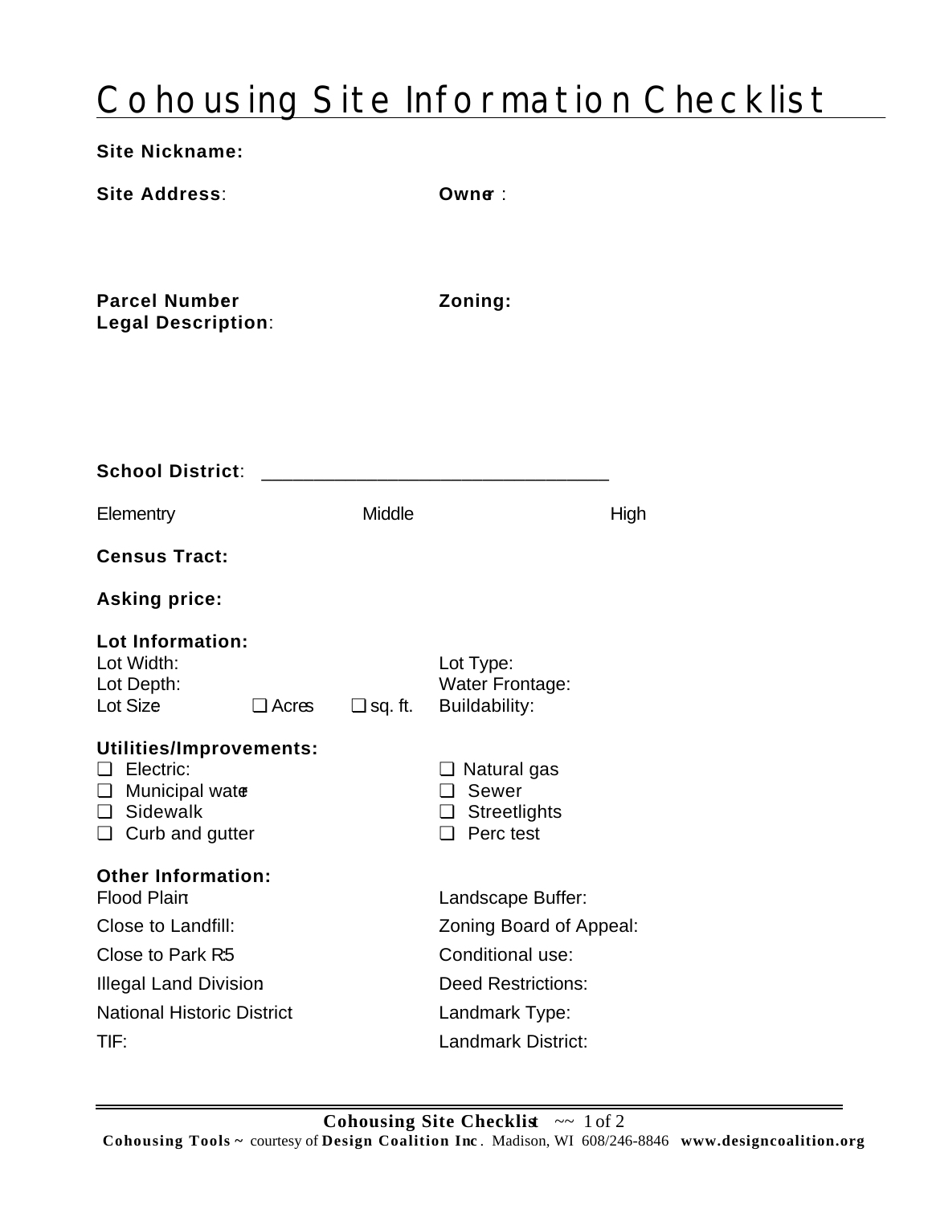# Cohousing Site Information Checklist

**Site Nickname:**

**Site Address**: **Owner** :

**Parcel Number** **Zoning:**

**Legal Description**:

**School District**: ______________________________

Elementry Middle High

**Census Tract:**

**Asking price:**

**Lot Information:**

Lot Width: Lot Type:

Lot Depth: Water Frontage:

Lot Size ❑ Acres ❑ sq. ft. Buildability:

**Utilities/Improvements:**

- ❑ Electric:
- ❑ Municipal water
- ❑ Sidewalk
- ❑ Curb and gutter
- ❑ Natural gas
- ❑ Sewer
- ❑ Streetlights
- ❑ Perc test

**Other Information:**

Flood Plain:

Close to Landfill:

Close to Park R5:

Illegal Land Division:

National Historic District

TIF:

Landscape Buffer:

Zoning Board of Appeal:

Conditional use:

Deed Restrictions:

Landmark Type:

Landmark District:

**Cohousing Tools ~** courtesy of **Design Coalition Inc**. Madison, WI 608/246-8846 **www.designcoalition.org**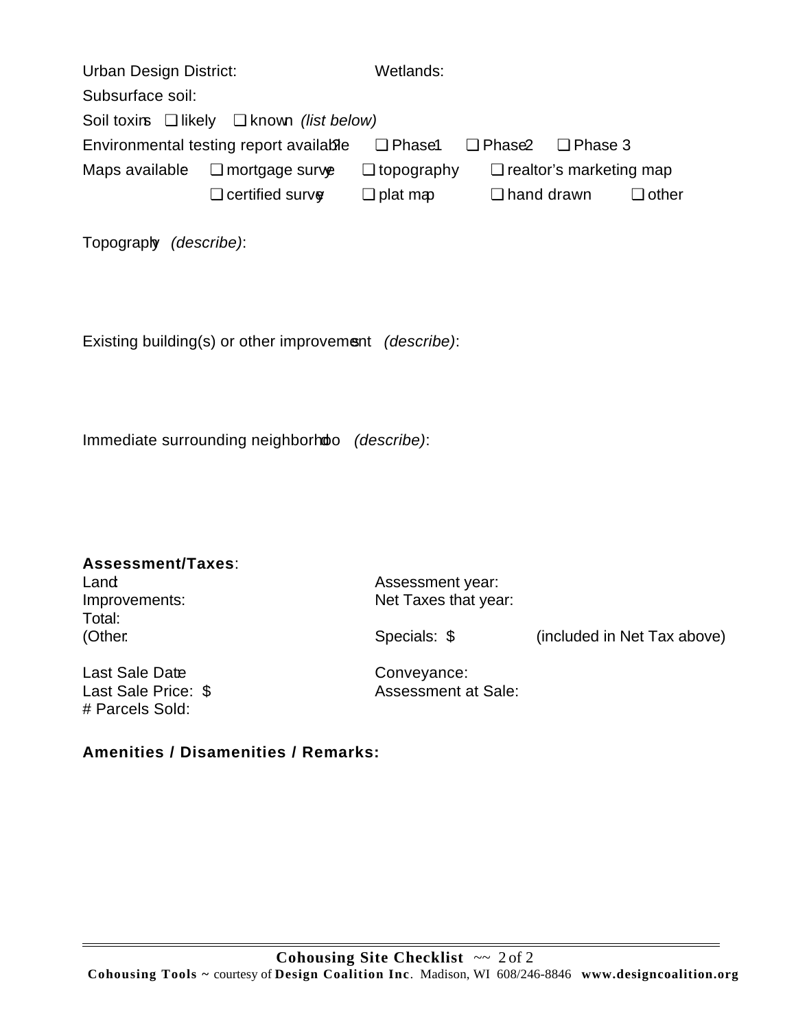Urban Design District: Wetlands:

Subsurface soil:

Soil toxins ❑ likely ❑ known *(list below)*

Environmental testing report available? ❑ Phase 1 ❑ Phase 2 ❑ Phase 3

Maps available ❑ mortgage survey ❑ topography ❑ realtor's marketing map
❑ certified survey ❑ plat map ❑ hand drawn ❑ other

Topography *(describe)*:

Existing building(s) or other improvement *(describe)*:

Immediate surrounding neighborhood *(describe)*:

**Assessment/Taxes**:

| | |
|---|---|
| Land: | Assessment year: |
| Improvements: | Net Taxes that year: |
| Total: | |
| (Other: | Specials: $ (included in Net Tax above) |
| Last Sale Date: | Conveyance: |
| Last Sale Price: $ | Assessment at Sale: |
| # Parcels Sold: | |

**Amenities / Disamenities / Remarks:**